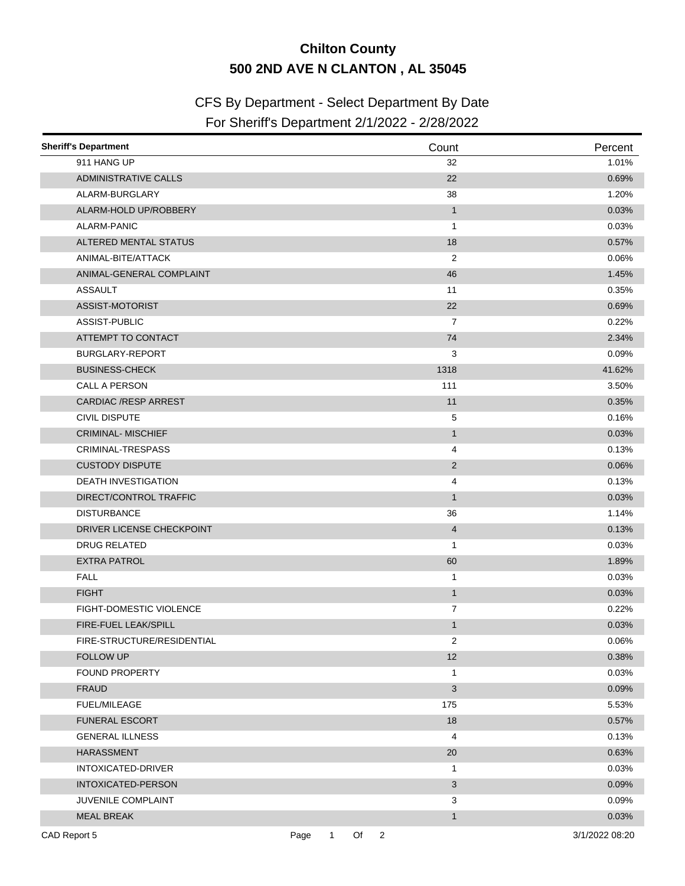# Chilton County

## 500 2ND AVE N CLANTON , AL 35045

### CFS By Department - Select Department By Date

### For Sheriff's Department 2/1/2022 - 2/28/2022

| Sheriff's Department | Count | Percent |
|---|---|---|
| 911 HANG UP | 32 | 1.01% |
| ADMINISTRATIVE CALLS | 22 | 0.69% |
| ALARM-BURGLARY | 38 | 1.20% |
| ALARM-HOLD UP/ROBBERY | 1 | 0.03% |
| ALARM-PANIC | 1 | 0.03% |
| ALTERED MENTAL STATUS | 18 | 0.57% |
| ANIMAL-BITE/ATTACK | 2 | 0.06% |
| ANIMAL-GENERAL COMPLAINT | 46 | 1.45% |
| ASSAULT | 11 | 0.35% |
| ASSIST-MOTORIST | 22 | 0.69% |
| ASSIST-PUBLIC | 7 | 0.22% |
| ATTEMPT TO CONTACT | 74 | 2.34% |
| BURGLARY-REPORT | 3 | 0.09% |
| BUSINESS-CHECK | 1318 | 41.62% |
| CALL A PERSON | 111 | 3.50% |
| CARDIAC /RESP ARREST | 11 | 0.35% |
| CIVIL DISPUTE | 5 | 0.16% |
| CRIMINAL- MISCHIEF | 1 | 0.03% |
| CRIMINAL-TRESPASS | 4 | 0.13% |
| CUSTODY DISPUTE | 2 | 0.06% |
| DEATH INVESTIGATION | 4 | 0.13% |
| DIRECT/CONTROL TRAFFIC | 1 | 0.03% |
| DISTURBANCE | 36 | 1.14% |
| DRIVER LICENSE CHECKPOINT | 4 | 0.13% |
| DRUG RELATED | 1 | 0.03% |
| EXTRA PATROL | 60 | 1.89% |
| FALL | 1 | 0.03% |
| FIGHT | 1 | 0.03% |
| FIGHT-DOMESTIC VIOLENCE | 7 | 0.22% |
| FIRE-FUEL LEAK/SPILL | 1 | 0.03% |
| FIRE-STRUCTURE/RESIDENTIAL | 2 | 0.06% |
| FOLLOW UP | 12 | 0.38% |
| FOUND PROPERTY | 1 | 0.03% |
| FRAUD | 3 | 0.09% |
| FUEL/MILEAGE | 175 | 5.53% |
| FUNERAL ESCORT | 18 | 0.57% |
| GENERAL ILLNESS | 4 | 0.13% |
| HARASSMENT | 20 | 0.63% |
| INTOXICATED-DRIVER | 1 | 0.03% |
| INTOXICATED-PERSON | 3 | 0.09% |
| JUVENILE COMPLAINT | 3 | 0.09% |
| MEAL BREAK | 1 | 0.03% |

CAD Report 5 3/1/2022 08:20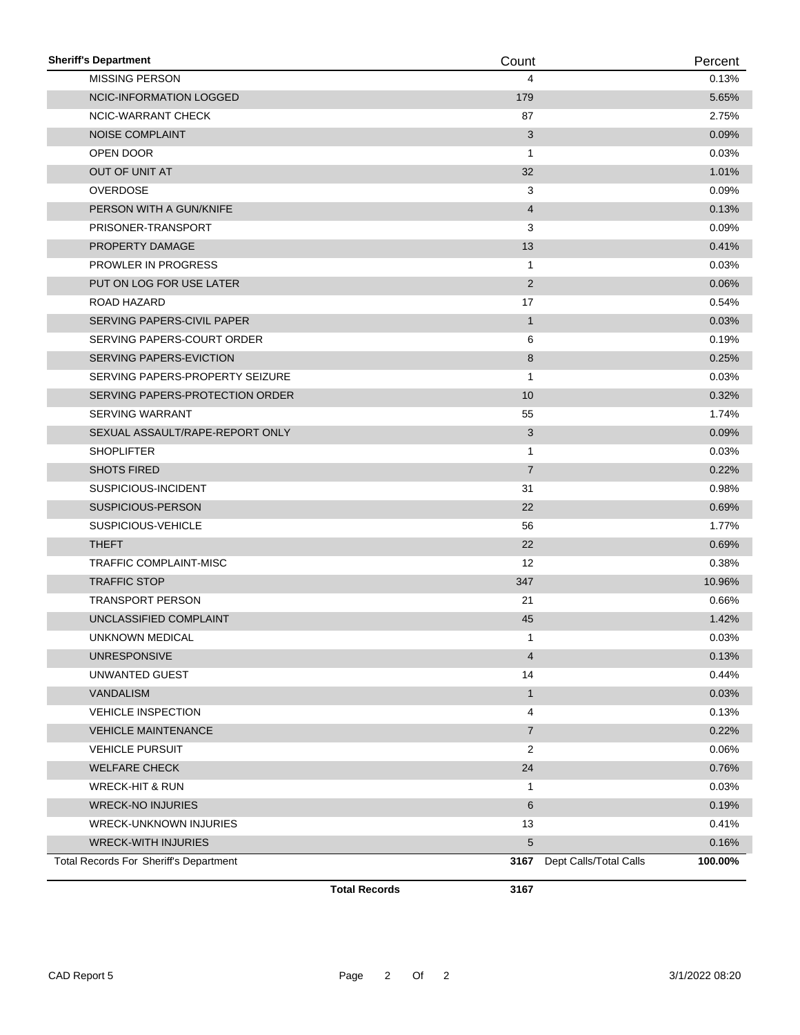| Sheriff's Department | Count | | Percent |
|---|---|---|---|
| MISSING PERSON | 4 | | 0.13% |
| NCIC-INFORMATION LOGGED | 179 | | 5.65% |
| NCIC-WARRANT CHECK | 87 | | 2.75% |
| NOISE COMPLAINT | 3 | | 0.09% |
| OPEN DOOR | 1 | | 0.03% |
| OUT OF UNIT AT | 32 | | 1.01% |
| OVERDOSE | 3 | | 0.09% |
| PERSON WITH A GUN/KNIFE | 4 | | 0.13% |
| PRISONER-TRANSPORT | 3 | | 0.09% |
| PROPERTY DAMAGE | 13 | | 0.41% |
| PROWLER IN PROGRESS | 1 | | 0.03% |
| PUT ON LOG FOR USE LATER | 2 | | 0.06% |
| ROAD HAZARD | 17 | | 0.54% |
| SERVING PAPERS-CIVIL PAPER | 1 | | 0.03% |
| SERVING PAPERS-COURT ORDER | 6 | | 0.19% |
| SERVING PAPERS-EVICTION | 8 | | 0.25% |
| SERVING PAPERS-PROPERTY SEIZURE | 1 | | 0.03% |
| SERVING PAPERS-PROTECTION ORDER | 10 | | 0.32% |
| SERVING WARRANT | 55 | | 1.74% |
| SEXUAL ASSAULT/RAPE-REPORT ONLY | 3 | | 0.09% |
| SHOPLIFTER | 1 | | 0.03% |
| SHOTS FIRED | 7 | | 0.22% |
| SUSPICIOUS-INCIDENT | 31 | | 0.98% |
| SUSPICIOUS-PERSON | 22 | | 0.69% |
| SUSPICIOUS-VEHICLE | 56 | | 1.77% |
| THEFT | 22 | | 0.69% |
| TRAFFIC COMPLAINT-MISC | 12 | | 0.38% |
| TRAFFIC STOP | 347 | | 10.96% |
| TRANSPORT PERSON | 21 | | 0.66% |
| UNCLASSIFIED COMPLAINT | 45 | | 1.42% |
| UNKNOWN MEDICAL | 1 | | 0.03% |
| UNRESPONSIVE | 4 | | 0.13% |
| UNWANTED GUEST | 14 | | 0.44% |
| VANDALISM | 1 | | 0.03% |
| VEHICLE INSPECTION | 4 | | 0.13% |
| VEHICLE MAINTENANCE | 7 | | 0.22% |
| VEHICLE PURSUIT | 2 | | 0.06% |
| WELFARE CHECK | 24 | | 0.76% |
| WRECK-HIT & RUN | 1 | | 0.03% |
| WRECK-NO INJURIES | 6 | | 0.19% |
| WRECK-UNKNOWN INJURIES | 13 | | 0.41% |
| WRECK-WITH INJURIES | 5 | | 0.16% |
| Total Records For Sheriff's Department | **3167** | Dept Calls/Total Calls | **100.00%** |
| **Total Records** | **3167** | | |

CAD Report 5

3/1/2022 08:20